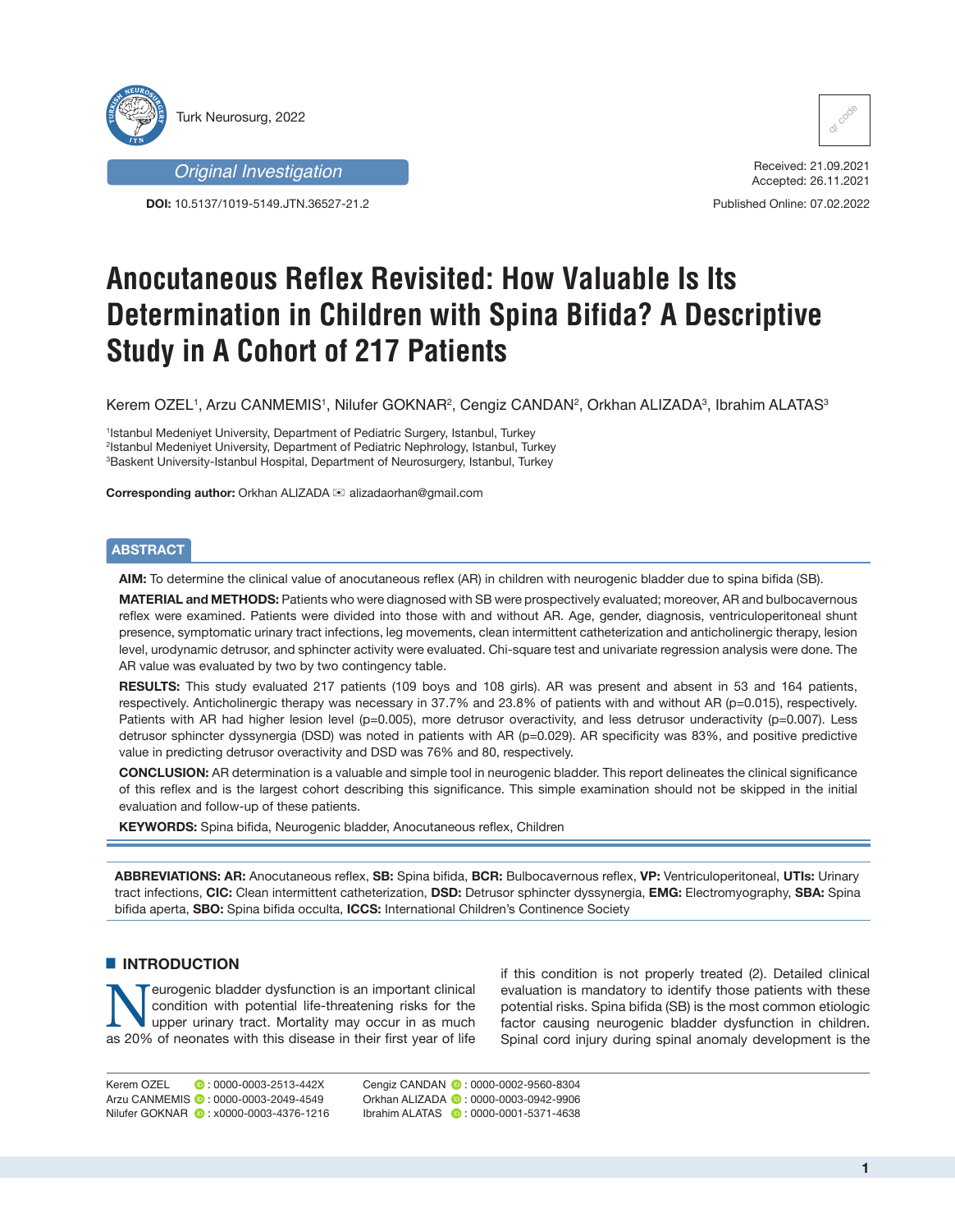Original Investigation

DOI: 10.5137/1019-5149.JTN.36527-21.2

Received: 21.09.2021
Accepted: 26.11.2021

Published Online: 07.02.2022

# Anocutaneous Reflex Revisited: How Valuable Is Its Determination in Children with Spina Bifida? A Descriptive Study in A Cohort of 217 Patients

Kerem OZEL[1], Arzu CANMEMIS[1], Nilufer GOKNAR[2], Cengiz CANDAN[2], Orkhan ALIZADA[3], Ibrahim ALATAS[3]

[1]Istanbul Medeniyet University, Department of Pediatric Surgery, Istanbul, Turkey
[2]Istanbul Medeniyet University, Department of Pediatric Nephrology, Istanbul, Turkey
[3]Baskent University-Istanbul Hospital, Department of Neurosurgery, Istanbul, Turkey

**Corresponding author:** Orkhan ALIZADA ✉ alizadaorhan@gmail.com

## ABSTRACT

**AIM:** To determine the clinical value of anocutaneous reflex (AR) in children with neurogenic bladder due to spina bifida (SB).

**MATERIAL and METHODS:** Patients who were diagnosed with SB were prospectively evaluated; moreover, AR and bulbocavernous reflex were examined. Patients were divided into those with and without AR. Age, gender, diagnosis, ventriculoperitoneal shunt presence, symptomatic urinary tract infections, leg movements, clean intermittent catheterization and anticholinergic therapy, lesion level, urodynamic detrusor, and sphincter activity were evaluated. Chi-square test and univariate regression analysis were done. The AR value was evaluated by two by two contingency table.

**RESULTS:** This study evaluated 217 patients (109 boys and 108 girls). AR was present and absent in 53 and 164 patients, respectively. Anticholinergic therapy was necessary in 37.7% and 23.8% of patients with and without AR (p=0.015), respectively. Patients with AR had higher lesion level (p=0.005), more detrusor overactivity, and less detrusor underactivity (p=0.007). Less detrusor sphincter dyssynergia (DSD) was noted in patients with AR (p=0.029). AR specificity was 83%, and positive predictive value in predicting detrusor overactivity and DSD was 76% and 80, respectively.

**CONCLUSION:** AR determination is a valuable and simple tool in neurogenic bladder. This report delineates the clinical significance of this reflex and is the largest cohort describing this significance. This simple examination should not be skipped in the initial evaluation and follow-up of these patients.

**KEYWORDS:** Spina bifida, Neurogenic bladder, Anocutaneous reflex, Children

**ABBREVIATIONS: AR:** Anocutaneous reflex, **SB:** Spina bifida, **BCR:** Bulbocavernous reflex, **VP:** Ventriculoperitoneal, **UTIs:** Urinary tract infections, **CIC:** Clean intermittent catheterization, **DSD:** Detrusor sphincter dyssynergia, **EMG:** Electromyography, **SBA:** Spina bifida aperta, **SBO:** Spina bifida occulta, **ICCS:** International Children's Continence Society

## INTRODUCTION

Neurogenic bladder dysfunction is an important clinical condition with potential life-threatening risks for the upper urinary tract. Mortality may occur in as much as 20% of neonates with this disease in their first year of life if this condition is not properly treated (2). Detailed clinical evaluation is mandatory to identify those patients with these potential risks. Spina bifida (SB) is the most common etiologic factor causing neurogenic bladder dysfunction in children. Spinal cord injury during spinal anomaly development is the

Kerem OZEL : 0000-0003-2513-442X
Arzu CANMEMIS : 0000-0003-2049-4549
Nilufer GOKNAR : x0000-0003-4376-1216
Cengiz CANDAN : 0000-0002-9560-8304
Orkhan ALIZADA : 0000-0003-0942-9906
Ibrahim ALATAS : 0000-0001-5371-4638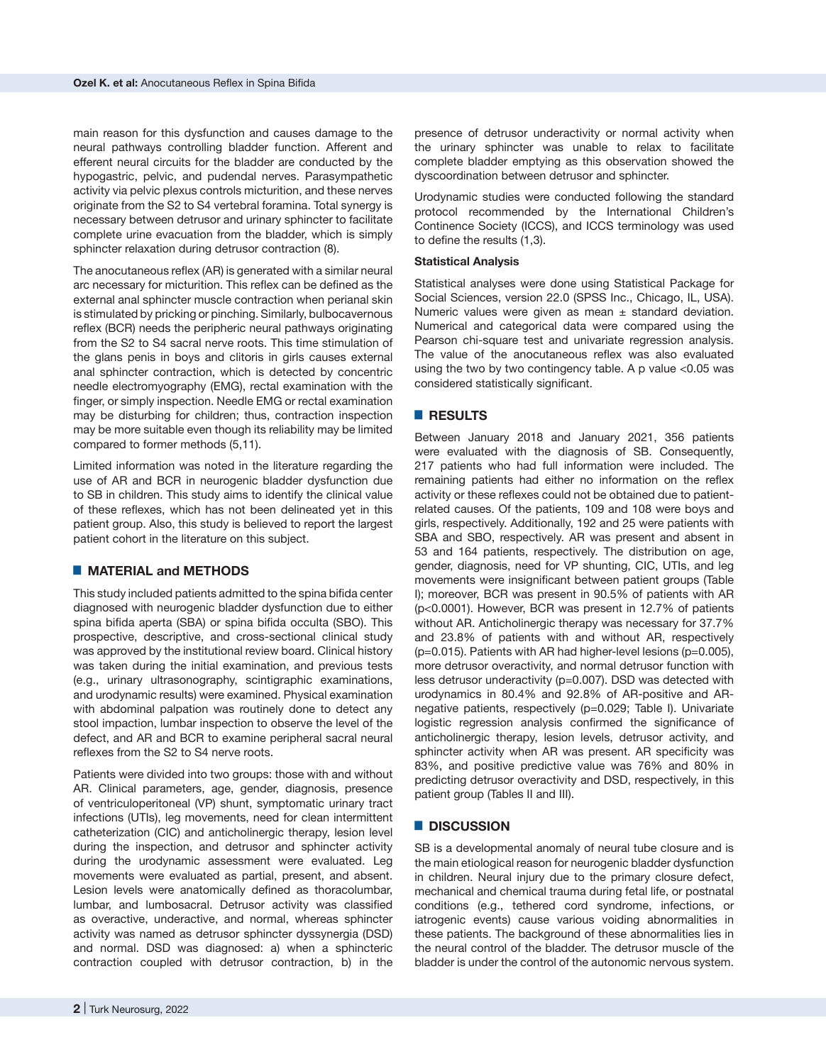main reason for this dysfunction and causes damage to the neural pathways controlling bladder function. Afferent and efferent neural circuits for the bladder are conducted by the hypogastric, pelvic, and pudendal nerves. Parasympathetic activity via pelvic plexus controls micturition, and these nerves originate from the S2 to S4 vertebral foramina. Total synergy is necessary between detrusor and urinary sphincter to facilitate complete urine evacuation from the bladder, which is simply sphincter relaxation during detrusor contraction (8).

The anocutaneous reflex (AR) is generated with a similar neural arc necessary for micturition. This reflex can be defined as the external anal sphincter muscle contraction when perianal skin is stimulated by pricking or pinching. Similarly, bulbocavernous reflex (BCR) needs the peripheric neural pathways originating from the S2 to S4 sacral nerve roots. This time stimulation of the glans penis in boys and clitoris in girls causes external anal sphincter contraction, which is detected by concentric needle electromyography (EMG), rectal examination with the finger, or simply inspection. Needle EMG or rectal examination may be disturbing for children; thus, contraction inspection may be more suitable even though its reliability may be limited compared to former methods (5,11).

Limited information was noted in the literature regarding the use of AR and BCR in neurogenic bladder dysfunction due to SB in children. This study aims to identify the clinical value of these reflexes, which has not been delineated yet in this patient group. Also, this study is believed to report the largest patient cohort in the literature on this subject.

## MATERIAL and METHODS

This study included patients admitted to the spina bifida center diagnosed with neurogenic bladder dysfunction due to either spina bifida aperta (SBA) or spina bifida occulta (SBO). This prospective, descriptive, and cross-sectional clinical study was approved by the institutional review board. Clinical history was taken during the initial examination, and previous tests (e.g., urinary ultrasonography, scintigraphic examinations, and urodynamic results) were examined. Physical examination with abdominal palpation was routinely done to detect any stool impaction, lumbar inspection to observe the level of the defect, and AR and BCR to examine peripheral sacral neural reflexes from the S2 to S4 nerve roots.

Patients were divided into two groups: those with and without AR. Clinical parameters, age, gender, diagnosis, presence of ventriculoperitoneal (VP) shunt, symptomatic urinary tract infections (UTIs), leg movements, need for clean intermittent catheterization (CIC) and anticholinergic therapy, lesion level during the inspection, and detrusor and sphincter activity during the urodynamic assessment were evaluated. Leg movements were evaluated as partial, present, and absent. Lesion levels were anatomically defined as thoracolumbar, lumbar, and lumbosacral. Detrusor activity was classified as overactive, underactive, and normal, whereas sphincter activity was named as detrusor sphincter dyssynergia (DSD) and normal. DSD was diagnosed: a) when a sphincteric contraction coupled with detrusor contraction, b) in the presence of detrusor underactivity or normal activity when the urinary sphincter was unable to relax to facilitate complete bladder emptying as this observation showed the dyscoordination between detrusor and sphincter.

Urodynamic studies were conducted following the standard protocol recommended by the International Children's Continence Society (ICCS), and ICCS terminology was used to define the results (1,3).

### Statistical Analysis

Statistical analyses were done using Statistical Package for Social Sciences, version 22.0 (SPSS Inc., Chicago, IL, USA). Numeric values were given as mean ± standard deviation. Numerical and categorical data were compared using the Pearson chi-square test and univariate regression analysis. The value of the anocutaneous reflex was also evaluated using the two by two contingency table. A p value <0.05 was considered statistically significant.

## RESULTS

Between January 2018 and January 2021, 356 patients were evaluated with the diagnosis of SB. Consequently, 217 patients who had full information were included. The remaining patients had either no information on the reflex activity or these reflexes could not be obtained due to patient-related causes. Of the patients, 109 and 108 were boys and girls, respectively. Additionally, 192 and 25 were patients with SBA and SBO, respectively. AR was present and absent in 53 and 164 patients, respectively. The distribution on age, gender, diagnosis, need for VP shunting, CIC, UTIs, and leg movements were insignificant between patient groups (Table I); moreover, BCR was present in 90.5% of patients with AR ($p<0.0001$). However, BCR was present in 12.7% of patients without AR. Anticholinergic therapy was necessary for 37.7% and 23.8% of patients with and without AR, respectively ($p=0.015$). Patients with AR had higher-level lesions ($p=0.005$), more detrusor overactivity, and normal detrusor function with less detrusor underactivity ($p=0.007$). DSD was detected with urodynamics in 80.4% and 92.8% of AR-positive and AR-negative patients, respectively ($p=0.029$; Table I). Univariate logistic regression analysis confirmed the significance of anticholinergic therapy, lesion levels, detrusor activity, and sphincter activity when AR was present. AR specificity was 83%, and positive predictive value was 76% and 80% in predicting detrusor overactivity and DSD, respectively, in this patient group (Tables II and III).

## DISCUSSION

SB is a developmental anomaly of neural tube closure and is the main etiological reason for neurogenic bladder dysfunction in children. Neural injury due to the primary closure defect, mechanical and chemical trauma during fetal life, or postnatal conditions (e.g., tethered cord syndrome, infections, or iatrogenic events) cause various voiding abnormalities in these patients. The background of these abnormalities lies in the neural control of the bladder. The detrusor muscle of the bladder is under the control of the autonomic nervous system.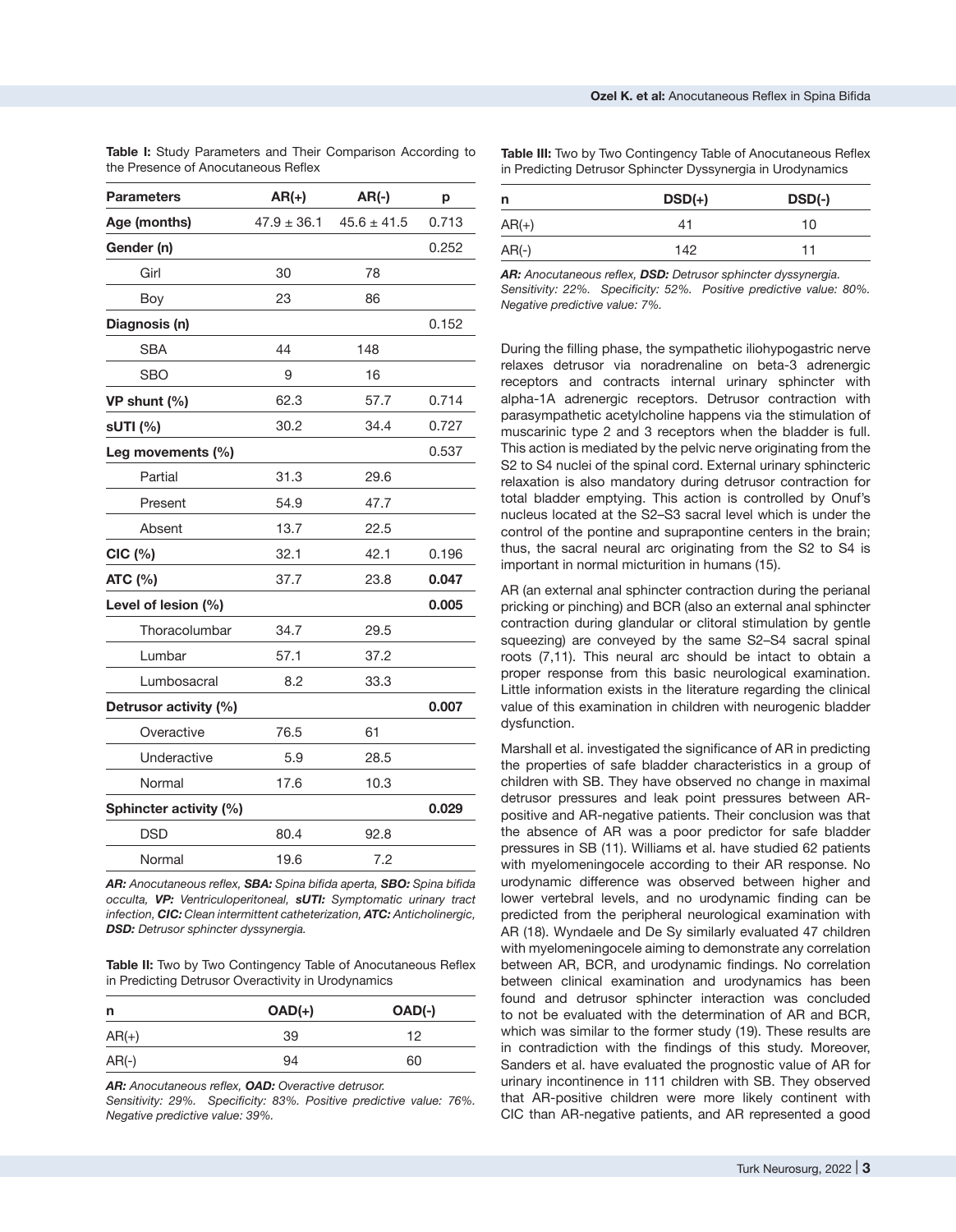**Table I:** Study Parameters and Their Comparison According to the Presence of Anocutaneous Reflex

| Parameters | AR(+) | AR(-) | p |
|---|---|---|---|
| **Age (months)** | 47.9 ± 36.1 | 45.6 ± 41.5 | 0.713 |
| **Gender (n)** | | | 0.252 |
| Girl | 30 | 78 | |
| Boy | 23 | 86 | |
| **Diagnosis (n)** | | | 0.152 |
| SBA | 44 | 148 | |
| SBO | 9 | 16 | |
| **VP shunt (%)** | 62.3 | 57.7 | 0.714 |
| **sUTI (%)** | 30.2 | 34.4 | 0.727 |
| **Leg movements (%)** | | | 0.537 |
| Partial | 31.3 | 29.6 | |
| Present | 54.9 | 47.7 | |
| Absent | 13.7 | 22.5 | |
| **CIC (%)** | 32.1 | 42.1 | 0.196 |
| **ATC (%)** | 37.7 | 23.8 | **0.047** |
| **Level of lesion (%)** | | | **0.005** |
| Thoracolumbar | 34.7 | 29.5 | |
| Lumbar | 57.1 | 37.2 | |
| Lumbosacral | 8.2 | 33.3 | |
| **Detrusor activity (%)** | | | **0.007** |
| Overactive | 76.5 | 61 | |
| Underactive | 5.9 | 28.5 | |
| Normal | 17.6 | 10.3 | |
| **Sphincter activity (%)** | | | **0.029** |
| DSD | 80.4 | 92.8 | |
| Normal | 19.6 | 7.2 | |

*AR: Anocutaneous reflex, SBA: Spina bifida aperta, SBO: Spina bifida occulta, VP: Ventriculoperitoneal, sUTI: Symptomatic urinary tract infection, CIC: Clean intermittent catheterization, ATC: Anticholinergic, DSD: Detrusor sphincter dyssynergia.*

**Table II:** Two by Two Contingency Table of Anocutaneous Reflex in Predicting Detrusor Overactivity in Urodynamics

| n | OAD(+) | OAD(-) |
|---|---|---|
| AR(+) | 39 | 12 |
| AR(-) | 94 | 60 |

*AR: Anocutaneous reflex, OAD: Overactive detrusor.*
*Sensitivity: 29%. Specificity: 83%. Positive predictive value: 76%. Negative predictive value: 39%.*

**Table III:** Two by Two Contingency Table of Anocutaneous Reflex in Predicting Detrusor Sphincter Dyssynergia in Urodynamics

| n | DSD(+) | DSD(-) |
|---|---|---|
| AR(+) | 41 | 10 |
| AR(-) | 142 | 11 |

*AR: Anocutaneous reflex, DSD: Detrusor sphincter dyssynergia.*
*Sensitivity: 22%. Specificity: 52%. Positive predictive value: 80%. Negative predictive value: 7%.*

During the filling phase, the sympathetic iliohypogastric nerve relaxes detrusor via noradrenaline on beta-3 adrenergic receptors and contracts internal urinary sphincter with alpha-1A adrenergic receptors. Detrusor contraction with parasympathetic acetylcholine happens via the stimulation of muscarinic type 2 and 3 receptors when the bladder is full. This action is mediated by the pelvic nerve originating from the S2 to S4 nuclei of the spinal cord. External urinary sphincteric relaxation is also mandatory during detrusor contraction for total bladder emptying. This action is controlled by Onuf's nucleus located at the S2–S3 sacral level which is under the control of the pontine and suprapontine centers in the brain; thus, the sacral neural arc originating from the S2 to S4 is important in normal micturition in humans (15).

AR (an external anal sphincter contraction during the perianal pricking or pinching) and BCR (also an external anal sphincter contraction during glandular or clitoral stimulation by gentle squeezing) are conveyed by the same S2–S4 sacral spinal roots (7,11). This neural arc should be intact to obtain a proper response from this basic neurological examination. Little information exists in the literature regarding the clinical value of this examination in children with neurogenic bladder dysfunction.

Marshall et al. investigated the significance of AR in predicting the properties of safe bladder characteristics in a group of children with SB. They have observed no change in maximal detrusor pressures and leak point pressures between AR-positive and AR-negative patients. Their conclusion was that the absence of AR was a poor predictor for safe bladder pressures in SB (11). Williams et al. have studied 62 patients with myelomeningocele according to their AR response. No urodynamic difference was observed between higher and lower vertebral levels, and no urodynamic finding can be predicted from the peripheral neurological examination with AR (18). Wyndaele and De Sy similarly evaluated 47 children with myelomeningocele aiming to demonstrate any correlation between AR, BCR, and urodynamic findings. No correlation between clinical examination and urodynamics has been found and detrusor sphincter interaction was concluded to not be evaluated with the determination of AR and BCR, which was similar to the former study (19). These results are in contradiction with the findings of this study. Moreover, Sanders et al. have evaluated the prognostic value of AR for urinary incontinence in 111 children with SB. They observed that AR-positive children were more likely continent with CIC than AR-negative patients, and AR represented a good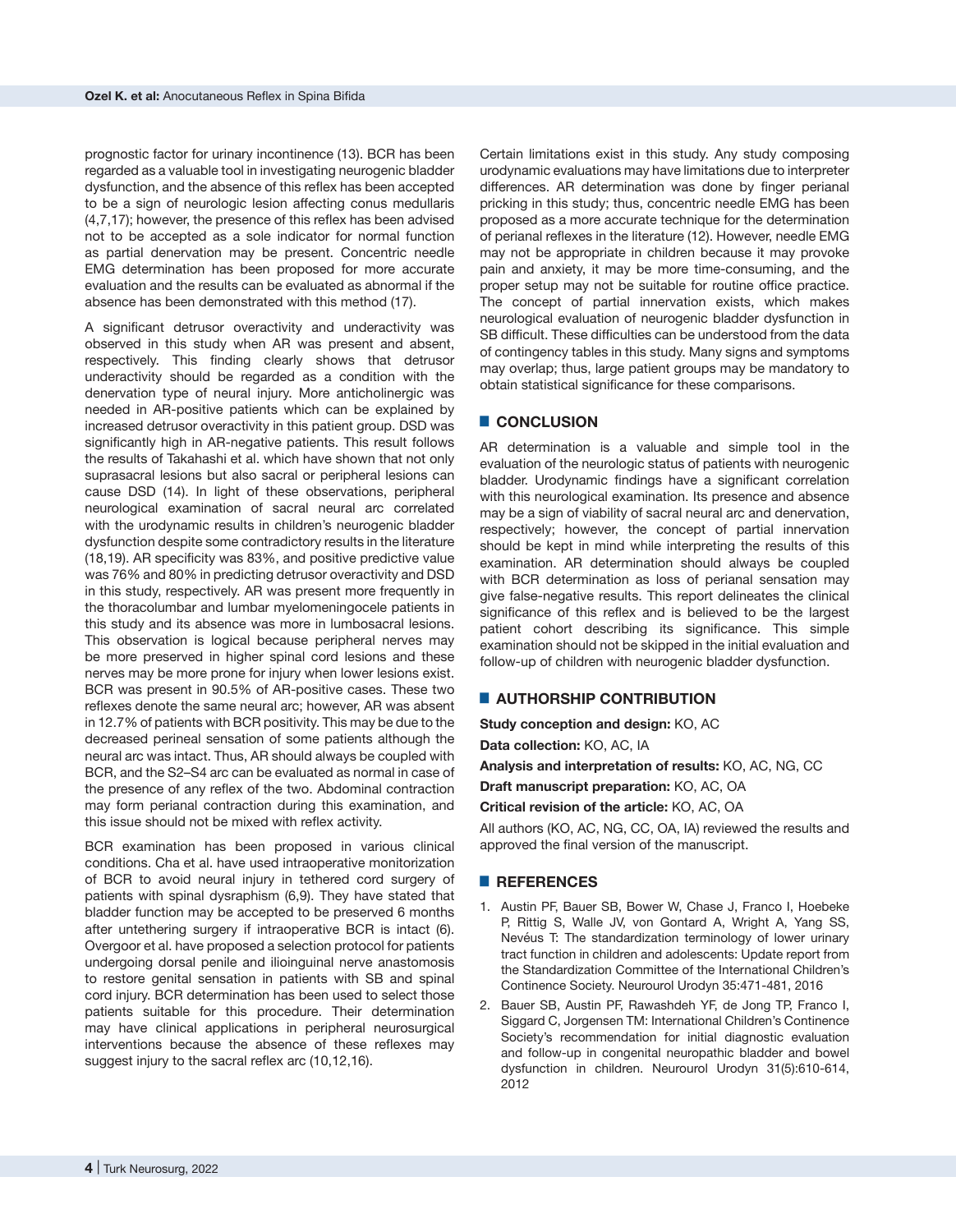prognostic factor for urinary incontinence (13). BCR has been regarded as a valuable tool in investigating neurogenic bladder dysfunction, and the absence of this reflex has been accepted to be a sign of neurologic lesion affecting conus medullaris (4,7,17); however, the presence of this reflex has been advised not to be accepted as a sole indicator for normal function as partial denervation may be present. Concentric needle EMG determination has been proposed for more accurate evaluation and the results can be evaluated as abnormal if the absence has been demonstrated with this method (17).

A significant detrusor overactivity and underactivity was observed in this study when AR was present and absent, respectively. This finding clearly shows that detrusor underactivity should be regarded as a condition with the denervation type of neural injury. More anticholinergic was needed in AR-positive patients which can be explained by increased detrusor overactivity in this patient group. DSD was significantly high in AR-negative patients. This result follows the results of Takahashi et al. which have shown that not only suprasacral lesions but also sacral or peripheral lesions can cause DSD (14). In light of these observations, peripheral neurological examination of sacral neural arc correlated with the urodynamic results in children's neurogenic bladder dysfunction despite some contradictory results in the literature (18,19). AR specificity was 83%, and positive predictive value was 76% and 80% in predicting detrusor overactivity and DSD in this study, respectively. AR was present more frequently in the thoracolumbar and lumbar myelomeningocele patients in this study and its absence was more in lumbosacral lesions. This observation is logical because peripheral nerves may be more preserved in higher spinal cord lesions and these nerves may be more prone for injury when lower lesions exist. BCR was present in 90.5% of AR-positive cases. These two reflexes denote the same neural arc; however, AR was absent in 12.7% of patients with BCR positivity. This may be due to the decreased perineal sensation of some patients although the neural arc was intact. Thus, AR should always be coupled with BCR, and the S2–S4 arc can be evaluated as normal in case of the presence of any reflex of the two. Abdominal contraction may form perianal contraction during this examination, and this issue should not be mixed with reflex activity.

BCR examination has been proposed in various clinical conditions. Cha et al. have used intraoperative monitorization of BCR to avoid neural injury in tethered cord surgery of patients with spinal dysraphism (6,9). They have stated that bladder function may be accepted to be preserved 6 months after untethering surgery if intraoperative BCR is intact (6). Overgoor et al. have proposed a selection protocol for patients undergoing dorsal penile and ilioinguinal nerve anastomosis to restore genital sensation in patients with SB and spinal cord injury. BCR determination has been used to select those patients suitable for this procedure. Their determination may have clinical applications in peripheral neurosurgical interventions because the absence of these reflexes may suggest injury to the sacral reflex arc (10,12,16).

Certain limitations exist in this study. Any study composing urodynamic evaluations may have limitations due to interpreter differences. AR determination was done by finger perianal pricking in this study; thus, concentric needle EMG has been proposed as a more accurate technique for the determination of perianal reflexes in the literature (12). However, needle EMG may not be appropriate in children because it may provoke pain and anxiety, it may be more time-consuming, and the proper setup may not be suitable for routine office practice. The concept of partial innervation exists, which makes neurological evaluation of neurogenic bladder dysfunction in SB difficult. These difficulties can be understood from the data of contingency tables in this study. Many signs and symptoms may overlap; thus, large patient groups may be mandatory to obtain statistical significance for these comparisons.

## CONCLUSION

AR determination is a valuable and simple tool in the evaluation of the neurologic status of patients with neurogenic bladder. Urodynamic findings have a significant correlation with this neurological examination. Its presence and absence may be a sign of viability of sacral neural arc and denervation, respectively; however, the concept of partial innervation should be kept in mind while interpreting the results of this examination. AR determination should always be coupled with BCR determination as loss of perianal sensation may give false-negative results. This report delineates the clinical significance of this reflex and is believed to be the largest patient cohort describing its significance. This simple examination should not be skipped in the initial evaluation and follow-up of children with neurogenic bladder dysfunction.

## AUTHORSHIP CONTRIBUTION

**Study conception and design:** KO, AC

**Data collection:** KO, AC, IA

**Analysis and interpretation of results:** KO, AC, NG, CC

**Draft manuscript preparation:** KO, AC, OA

**Critical revision of the article:** KO, AC, OA

All authors (KO, AC, NG, CC, OA, IA) reviewed the results and approved the final version of the manuscript.

## REFERENCES

1. Austin PF, Bauer SB, Bower W, Chase J, Franco I, Hoebeke P, Rittig S, Walle JV, von Gontard A, Wright A, Yang SS, Nevéus T: The standardization terminology of lower urinary tract function in children and adolescents: Update report from the Standardization Committee of the International Children's Continence Society. Neurourol Urodyn 35:471-481, 2016
2. Bauer SB, Austin PF, Rawashdeh YF, de Jong TP, Franco I, Siggard C, Jorgensen TM: International Children's Continence Society's recommendation for initial diagnostic evaluation and follow-up in congenital neuropathic bladder and bowel dysfunction in children. Neurourol Urodyn 31(5):610-614, 2012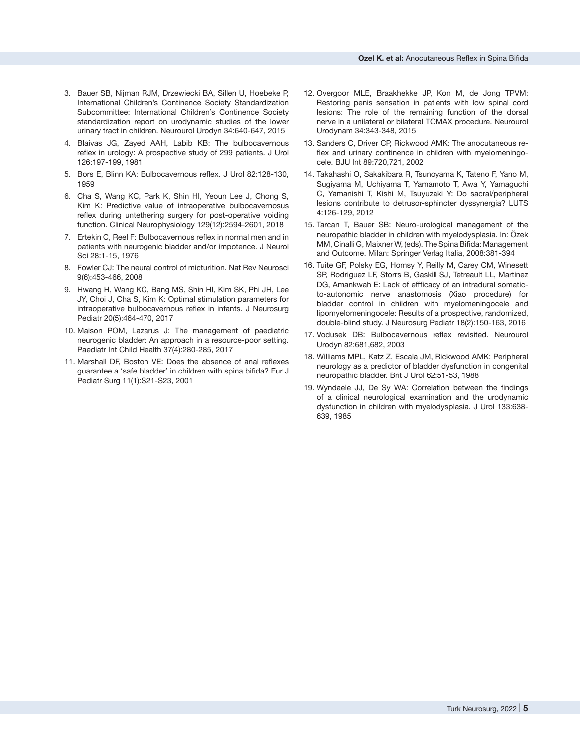3. Bauer SB, Nijman RJM, Drzewiecki BA, Sillen U, Hoebeke P, International Children's Continence Society Standardization Subcommittee: International Children's Continence Society standardization report on urodynamic studies of the lower urinary tract in children. Neurourol Urodyn 34:640-647, 2015
4. Blaivas JG, Zayed AAH, Labib KB: The bulbocavernous reflex in urology: A prospective study of 299 patients. J Urol 126:197-199, 1981
5. Bors E, Blinn KA: Bulbocavernous reflex. J Urol 82:128-130, 1959
6. Cha S, Wang KC, Park K, Shin HI, Yeoun Lee J, Chong S, Kim K: Predictive value of intraoperative bulbocavernosus reflex during untethering surgery for post-operative voiding function. Clinical Neurophysiology 129(12):2594-2601, 2018
7. Ertekin C, Reel F: Bulbocavernous reflex in normal men and in patients with neurogenic bladder and/or impotence. J Neurol Sci 28:1-15, 1976
8. Fowler CJ: The neural control of micturition. Nat Rev Neurosci 9(6):453-466, 2008
9. Hwang H, Wang KC, Bang MS, Shin HI, Kim SK, Phi JH, Lee JY, Choi J, Cha S, Kim K: Optimal stimulation parameters for intraoperative bulbocavernous reflex in infants. J Neurosurg Pediatr 20(5):464-470, 2017
10. Maison POM, Lazarus J: The management of paediatric neurogenic bladder: An approach in a resource-poor setting. Paediatr Int Child Health 37(4):280-285, 2017
11. Marshall DF, Boston VE: Does the absence of anal reflexes guarantee a 'safe bladder' in children with spina bifida? Eur J Pediatr Surg 11(1):S21-S23, 2001
12. Overgoor MLE, Braakhekke JP, Kon M, de Jong TPVM: Restoring penis sensation in patients with low spinal cord lesions: The role of the remaining function of the dorsal nerve in a unilateral or bilateral TOMAX procedure. Neurourol Urodynam 34:343-348, 2015
13. Sanders C, Driver CP, Rickwood AMK: The anocutaneous reflex and urinary continence in children with myelomeningocele. BJU Int 89:720,721, 2002
14. Takahashi O, Sakakibara R, Tsunoyama K, Tateno F, Yano M, Sugiyama M, Uchiyama T, Yamamoto T, Awa Y, Yamaguchi C, Yamanishi T, Kishi M, Tsuyuzaki Y: Do sacral/peripheral lesions contribute to detrusor-sphincter dyssynergia? LUTS 4:126-129, 2012
15. Tarcan T, Bauer SB: Neuro-urological management of the neuropathic bladder in children with myelodysplasia. In: Özek MM, Cinalli G, Maixner W, (eds). The Spina Bifida: Management and Outcome. Milan: Springer Verlag Italia, 2008:381-394
16. Tuite GF, Polsky EG, Homsy Y, Reilly M, Carey CM, Winesett SP, Rodriguez LF, Storrs B, Gaskill SJ, Tetreault LL, Martinez DG, Amankwah E: Lack of effficacy of an intradural somatic-to-autonomic nerve anastomosis (Xiao procedure) for bladder control in children with myelomeningocele and lipomyelomeningocele: Results of a prospective, randomized, double-blind study. J Neurosurg Pediatr 18(2):150-163, 2016
17. Vodusek DB: Bulbocavernous reflex revisited. Neurourol Urodyn 82:681,682, 2003
18. Williams MPL, Katz Z, Escala JM, Rickwood AMK: Peripheral neurology as a predictor of bladder dysfunction in congenital neuropathic bladder. Brit J Urol 62:51-53, 1988
19. Wyndaele JJ, De Sy WA: Correlation between the findings of a clinical neurological examination and the urodynamic dysfunction in children with myelodysplasia. J Urol 133:638-639, 1985